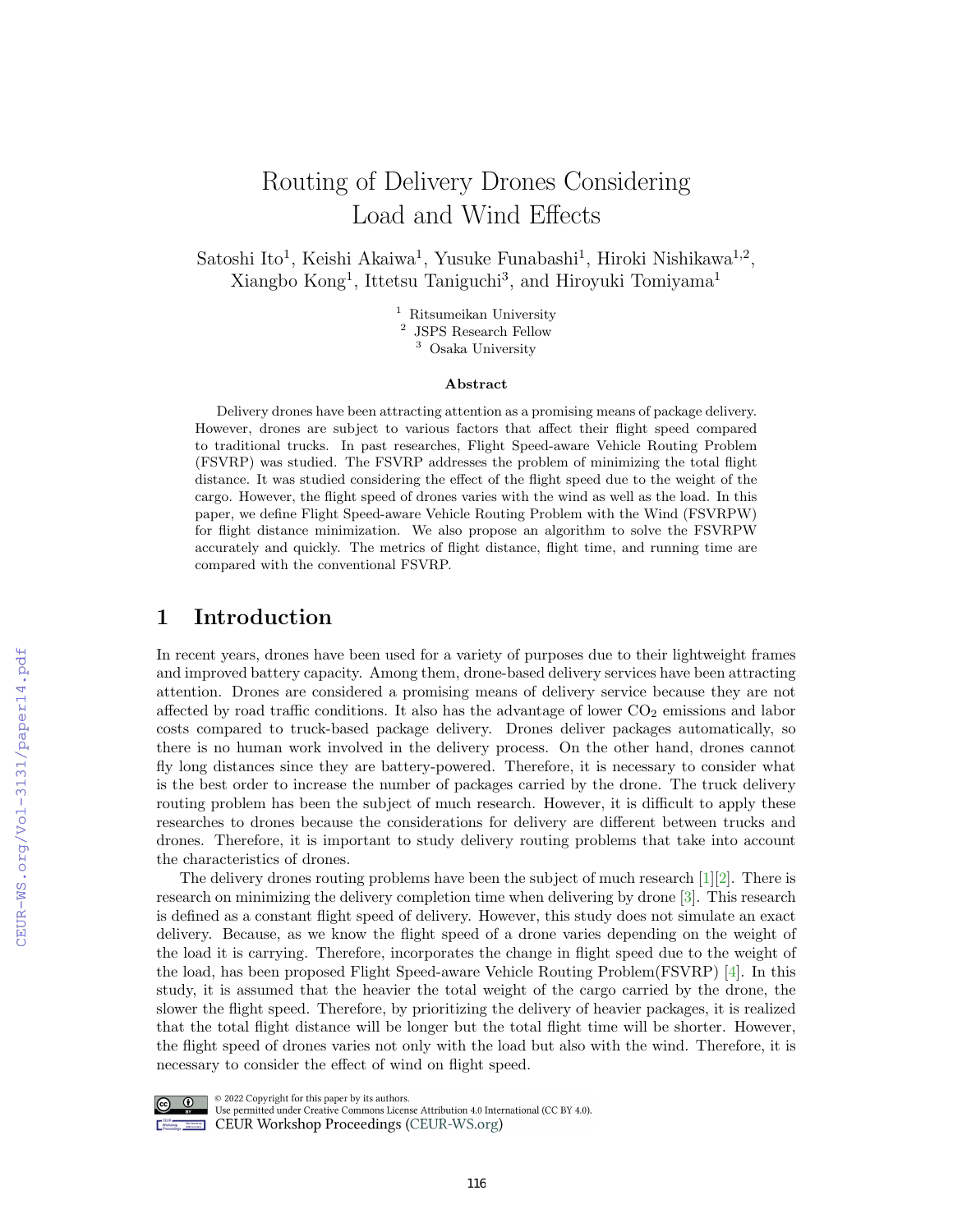# Routing of Delivery Drones Considering Load and Wind Effects

Satoshi Ito[1], Keishi Akaiwa[1], Yusuke Funabashi[1], Hiroki Nishikawa[1,2], Xiangbo Kong[1], Ittetsu Taniguchi[3], and Hiroyuki Tomiyama[1]

[1] Ritsumeikan University
[2] JSPS Research Fellow
[3] Osaka University

### Abstract

Delivery drones have been attracting attention as a promising means of package delivery. However, drones are subject to various factors that affect their flight speed compared to traditional trucks. In past researches, Flight Speed-aware Vehicle Routing Problem (FSVRP) was studied. The FSVRP addresses the problem of minimizing the total flight distance. It was studied considering the effect of the flight speed due to the weight of the cargo. However, the flight speed of drones varies with the wind as well as the load. In this paper, we define Flight Speed-aware Vehicle Routing Problem with the Wind (FSVRPW) for flight distance minimization. We also propose an algorithm to solve the FSVRPW accurately and quickly. The metrics of flight distance, flight time, and running time are compared with the conventional FSVRP.

## 1 Introduction

In recent years, drones have been used for a variety of purposes due to their lightweight frames and improved battery capacity. Among them, drone-based delivery services have been attracting attention. Drones are considered a promising means of delivery service because they are not affected by road traffic conditions. It also has the advantage of lower $CO_2$ emissions and labor costs compared to truck-based package delivery. Drones deliver packages automatically, so there is no human work involved in the delivery process. On the other hand, drones cannot fly long distances since they are battery-powered. Therefore, it is necessary to consider what is the best order to increase the number of packages carried by the drone. The truck delivery routing problem has been the subject of much research. However, it is difficult to apply these researches to drones because the considerations for delivery are different between trucks and drones. Therefore, it is important to study delivery routing problems that take into account the characteristics of drones.

The delivery drones routing problems have been the subject of much research [1][2]. There is research on minimizing the delivery completion time when delivering by drone [3]. This research is defined as a constant flight speed of delivery. However, this study does not simulate an exact delivery. Because, as we know the flight speed of a drone varies depending on the weight of the load it is carrying. Therefore, incorporates the change in flight speed due to the weight of the load, has been proposed Flight Speed-aware Vehicle Routing Problem(FSVRP) [4]. In this study, it is assumed that the heavier the total weight of the cargo carried by the drone, the slower the flight speed. Therefore, by prioritizing the delivery of heavier packages, it is realized that the total flight distance will be longer but the total flight time will be shorter. However, the flight speed of drones varies not only with the load but also with the wind. Therefore, it is necessary to consider the effect of wind on flight speed.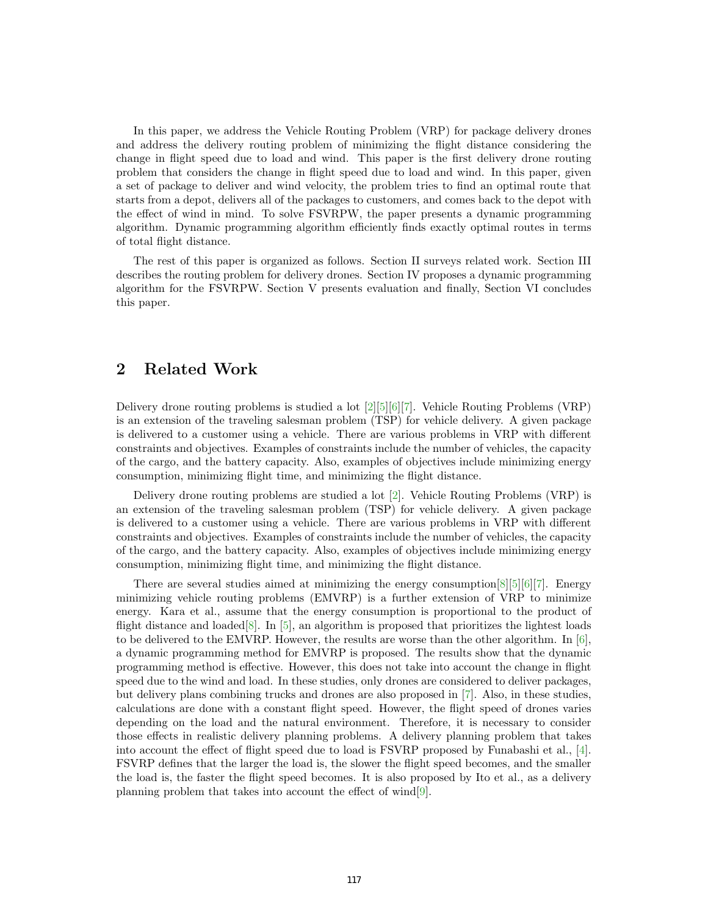In this paper, we address the Vehicle Routing Problem (VRP) for package delivery drones and address the delivery routing problem of minimizing the flight distance considering the change in flight speed due to load and wind. This paper is the first delivery drone routing problem that considers the change in flight speed due to load and wind. In this paper, given a set of package to deliver and wind velocity, the problem tries to find an optimal route that starts from a depot, delivers all of the packages to customers, and comes back to the depot with the effect of wind in mind. To solve FSVRPW, the paper presents a dynamic programming algorithm. Dynamic programming algorithm efficiently finds exactly optimal routes in terms of total flight distance.

The rest of this paper is organized as follows. Section II surveys related work. Section III describes the routing problem for delivery drones. Section IV proposes a dynamic programming algorithm for the FSVRPW. Section V presents evaluation and finally, Section VI concludes this paper.

## 2 Related Work

Delivery drone routing problems is studied a lot [2][5][6][7]. Vehicle Routing Problems (VRP) is an extension of the traveling salesman problem (TSP) for vehicle delivery. A given package is delivered to a customer using a vehicle. There are various problems in VRP with different constraints and objectives. Examples of constraints include the number of vehicles, the capacity of the cargo, and the battery capacity. Also, examples of objectives include minimizing energy consumption, minimizing flight time, and minimizing the flight distance.

Delivery drone routing problems are studied a lot [2]. Vehicle Routing Problems (VRP) is an extension of the traveling salesman problem (TSP) for vehicle delivery. A given package is delivered to a customer using a vehicle. There are various problems in VRP with different constraints and objectives. Examples of constraints include the number of vehicles, the capacity of the cargo, and the battery capacity. Also, examples of objectives include minimizing energy consumption, minimizing flight time, and minimizing the flight distance.

There are several studies aimed at minimizing the energy consumption[8][5][6][7]. Energy minimizing vehicle routing problems (EMVRP) is a further extension of VRP to minimize energy. Kara et al., assume that the energy consumption is proportional to the product of flight distance and loaded[8]. In [5], an algorithm is proposed that prioritizes the lightest loads to be delivered to the EMVRP. However, the results are worse than the other algorithm. In [6], a dynamic programming method for EMVRP is proposed. The results show that the dynamic programming method is effective. However, this does not take into account the change in flight speed due to the wind and load. In these studies, only drones are considered to deliver packages, but delivery plans combining trucks and drones are also proposed in [7]. Also, in these studies, calculations are done with a constant flight speed. However, the flight speed of drones varies depending on the load and the natural environment. Therefore, it is necessary to consider those effects in realistic delivery planning problems. A delivery planning problem that takes into account the effect of flight speed due to load is FSVRP proposed by Funabashi et al., [4]. FSVRP defines that the larger the load is, the slower the flight speed becomes, and the smaller the load is, the faster the flight speed becomes. It is also proposed by Ito et al., as a delivery planning problem that takes into account the effect of wind[9].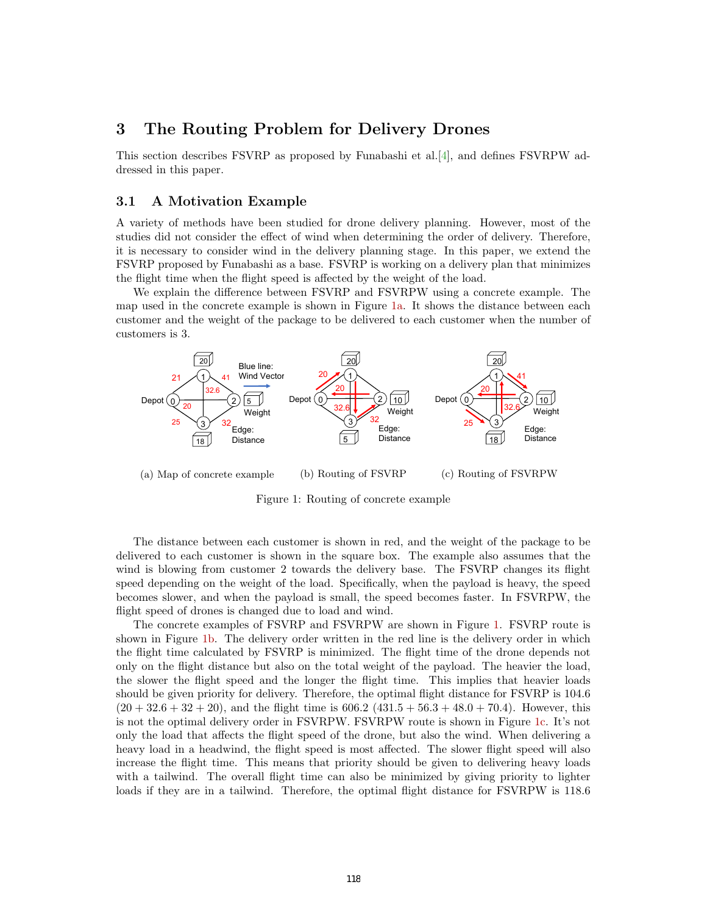## 3 The Routing Problem for Delivery Drones

This section describes FSVRP as proposed by Funabashi et al.[4], and defines FSVRPW addressed in this paper.

### 3.1 A Motivation Example

A variety of methods have been studied for drone delivery planning. However, most of the studies did not consider the effect of wind when determining the order of delivery. Therefore, it is necessary to consider wind in the delivery planning stage. In this paper, we extend the FSVRP proposed by Funabashi as a base. FSVRP is working on a delivery plan that minimizes the flight time when the flight speed is affected by the weight of the load.

We explain the difference between FSVRP and FSVRPW using a concrete example. The map used in the concrete example is shown in Figure 1a. It shows the distance between each customer and the weight of the package to be delivered to each customer when the number of customers is 3.

(a) Map of concrete example (b) Routing of FSVRP (c) Routing of FSVRPW

Figure 1: Routing of concrete example

The distance between each customer is shown in red, and the weight of the package to be delivered to each customer is shown in the square box. The example also assumes that the wind is blowing from customer 2 towards the delivery base. The FSVRP changes its flight speed depending on the weight of the load. Specifically, when the payload is heavy, the speed becomes slower, and when the payload is small, the speed becomes faster. In FSVRPW, the flight speed of drones is changed due to load and wind.

The concrete examples of FSVRP and FSVRPW are shown in Figure 1. FSVRP route is shown in Figure 1b. The delivery order written in the red line is the delivery order in which the flight time calculated by FSVRP is minimized. The flight time of the drone depends not only on the flight distance but also on the total weight of the payload. The heavier the load, the slower the flight speed and the longer the flight time. This implies that heavier loads should be given priority for delivery. Therefore, the optimal flight distance for FSVRP is 104.6 ($20 + 32.6 + 32 + 20$), and the flight time is 606.2 ($431.5 + 56.3 + 48.0 + 70.4$). However, this is not the optimal delivery order in FSVRPW. FSVRPW route is shown in Figure 1c. It's not only the load that affects the flight speed of the drone, but also the wind. When delivering a heavy load in a headwind, the flight speed is most affected. The slower flight speed will also increase the flight time. This means that priority should be given to delivering heavy loads with a tailwind. The overall flight time can also be minimized by giving priority to lighter loads if they are in a tailwind. Therefore, the optimal flight distance for FSVRPW is 118.6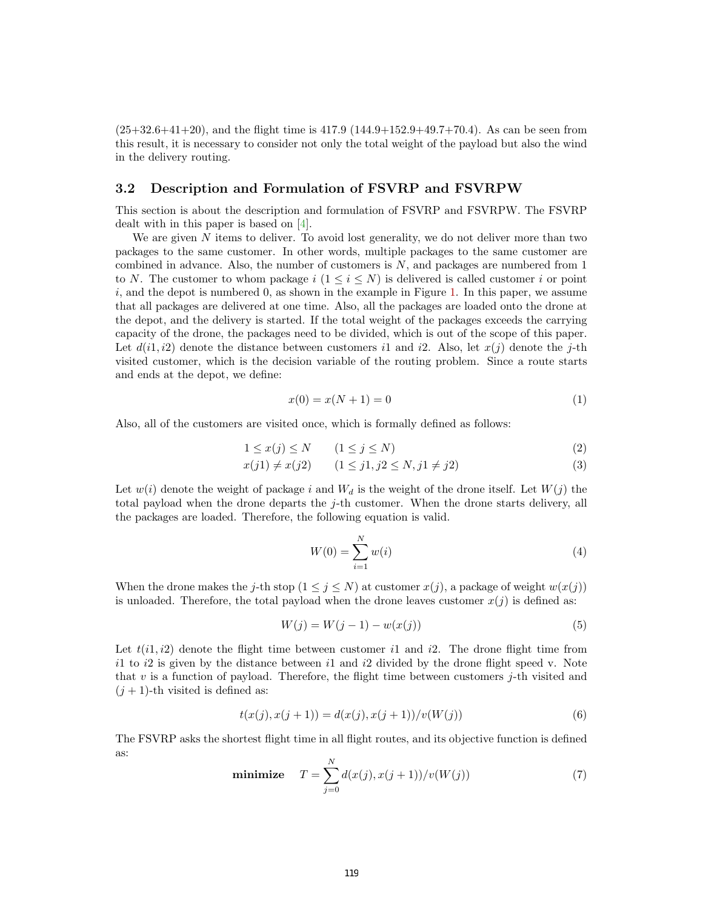(25+32.6+41+20), and the flight time is 417.9 (144.9+152.9+49.7+70.4). As can be seen from this result, it is necessary to consider not only the total weight of the payload but also the wind in the delivery routing.

## 3.2 Description and Formulation of FSVRP and FSVRPW

This section is about the description and formulation of FSVRP and FSVRPW. The FSVRP dealt with in this paper is based on [4].

We are given $N$ items to deliver. To avoid lost generality, we do not deliver more than two packages to the same customer. In other words, multiple packages to the same customer are combined in advance. Also, the number of customers is $N$, and packages are numbered from 1 to $N$. The customer to whom package $i$ $(1 \leq i \leq N)$ is delivered is called customer $i$ or point $i$, and the depot is numbered 0, as shown in the example in Figure 1. In this paper, we assume that all packages are delivered at one time. Also, all the packages are loaded onto the drone at the depot, and the delivery is started. If the total weight of the packages exceeds the carrying capacity of the drone, the packages need to be divided, which is out of the scope of this paper. Let $d(i1, i2)$ denote the distance between customers $i1$ and $i2$. Also, let $x(j)$ denote the $j$-th visited customer, which is the decision variable of the routing problem. Since a route starts and ends at the depot, we define:

$$x(0) = x(N + 1) = 0 \tag{1}$$

Also, all of the customers are visited once, which is formally defined as follows:

$$1 \leq x(j) \leq N \qquad (1 \leq j \leq N) \tag{2}$$

$$x(j1) \neq x(j2) \qquad (1 \leq j1, j2 \leq N, j1 \neq j2) \tag{3}$$

Let $w(i)$ denote the weight of package $i$ and $W_d$ is the weight of the drone itself. Let $W(j)$ the total payload when the drone departs the $j$-th customer. When the drone starts delivery, all the packages are loaded. Therefore, the following equation is valid.

$$W(0) = \sum_{i=1}^{N} w(i) \tag{4}$$

When the drone makes the $j$-th stop $(1 \leq j \leq N)$ at customer $x(j)$, a package of weight $w(x(j))$ is unloaded. Therefore, the total payload when the drone leaves customer $x(j)$ is defined as:

$$W(j) = W(j - 1) - w(x(j)) \tag{5}$$

Let $t(i1, i2)$ denote the flight time between customer $i1$ and $i2$. The drone flight time from $i1$ to $i2$ is given by the distance between $i1$ and $i2$ divided by the drone flight speed v. Note that $v$ is a function of payload. Therefore, the flight time between customers $j$-th visited and $(j + 1)$-th visited is defined as:

$$t(x(j), x(j + 1)) = d(x(j), x(j + 1))/v(W(j)) \tag{6}$$

The FSVRP asks the shortest flight time in all flight routes, and its objective function is defined as:

$$\textbf{minimize} \quad T = \sum_{j=0}^{N} d(x(j), x(j + 1))/v(W(j)) \tag{7}$$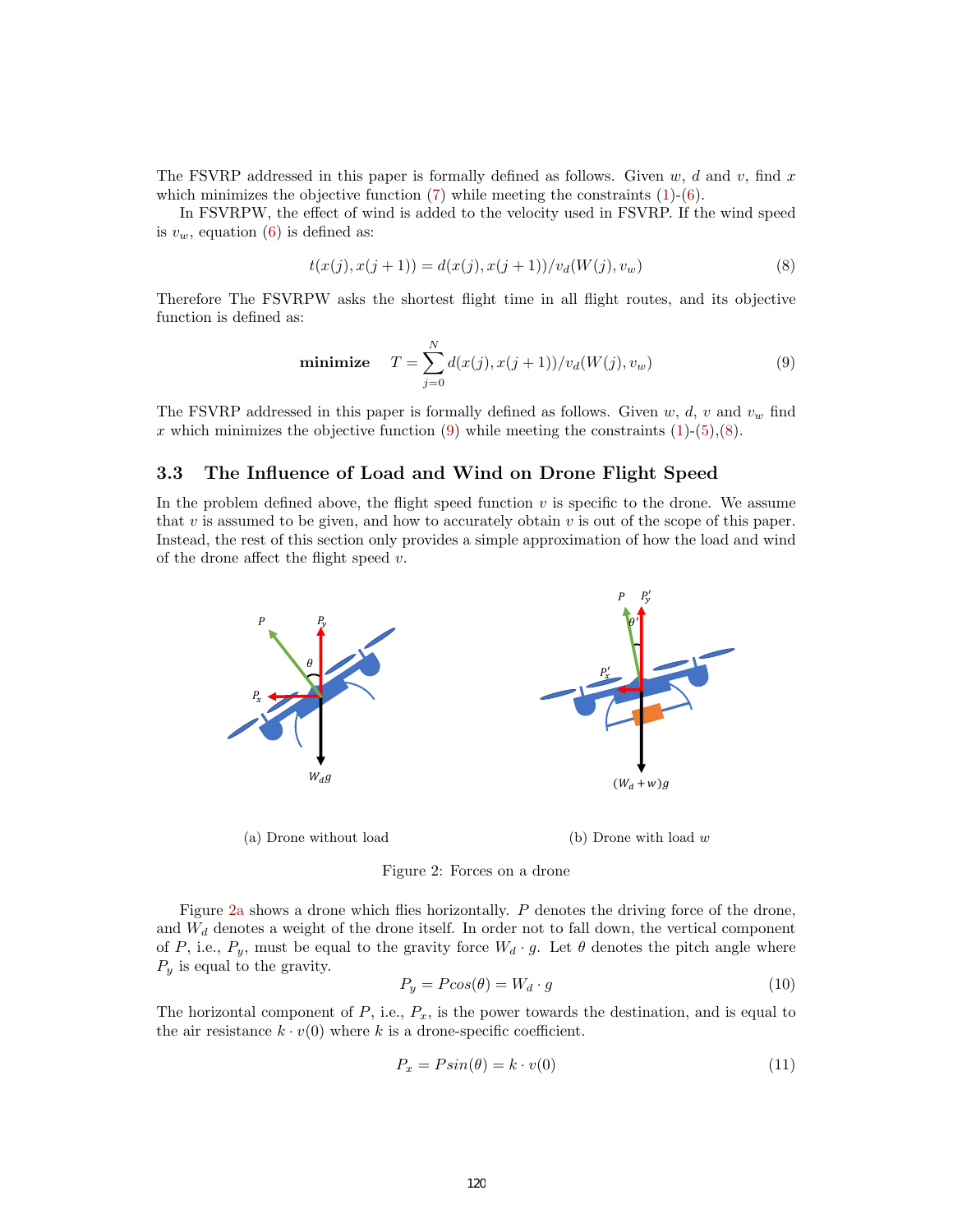The FSVRP addressed in this paper is formally defined as follows. Given $w$, $d$ and $v$, find $x$ which minimizes the objective function (7) while meeting the constraints (1)-(6).

In FSVRPW, the effect of wind is added to the velocity used in FSVRP. If the wind speed is $v_w$, equation (6) is defined as:

$$t(x(j), x(j+1)) = d(x(j), x(j+1))/v_d(W(j), v_w) \tag{8}$$

Therefore The FSVRPW asks the shortest flight time in all flight routes, and its objective function is defined as:

$$\textbf{minimize} \quad T = \sum_{j=0}^{N} d(x(j), x(j+1))/v_d(W(j), v_w) \tag{9}$$

The FSVRP addressed in this paper is formally defined as follows. Given $w$, $d$, $v$ and $v_w$ find $x$ which minimizes the objective function (9) while meeting the constraints (1)-(5),(8).

### 3.3 The Influence of Load and Wind on Drone Flight Speed

In the problem defined above, the flight speed function $v$ is specific to the drone. We assume that $v$ is assumed to be given, and how to accurately obtain $v$ is out of the scope of this paper. Instead, the rest of this section only provides a simple approximation of how the load and wind of the drone affect the flight speed $v$.

(a) Drone without load

(b) Drone with load $w$

Figure 2: Forces on a drone

Figure 2a shows a drone which flies horizontally. $P$ denotes the driving force of the drone, and $W_d$ denotes a weight of the drone itself. In order not to fall down, the vertical component of $P$, i.e., $P_y$, must be equal to the gravity force $W_d \cdot g$. Let $\theta$ denotes the pitch angle where $P_y$ is equal to the gravity.

$$P_y = Pcos(\theta) = W_d \cdot g \tag{10}$$

The horizontal component of $P$, i.e., $P_x$, is the power towards the destination, and is equal to the air resistance $k \cdot v(0)$ where $k$ is a drone-specific coefficient.

$$P_x = Psin(\theta) = k \cdot v(0) \tag{11}$$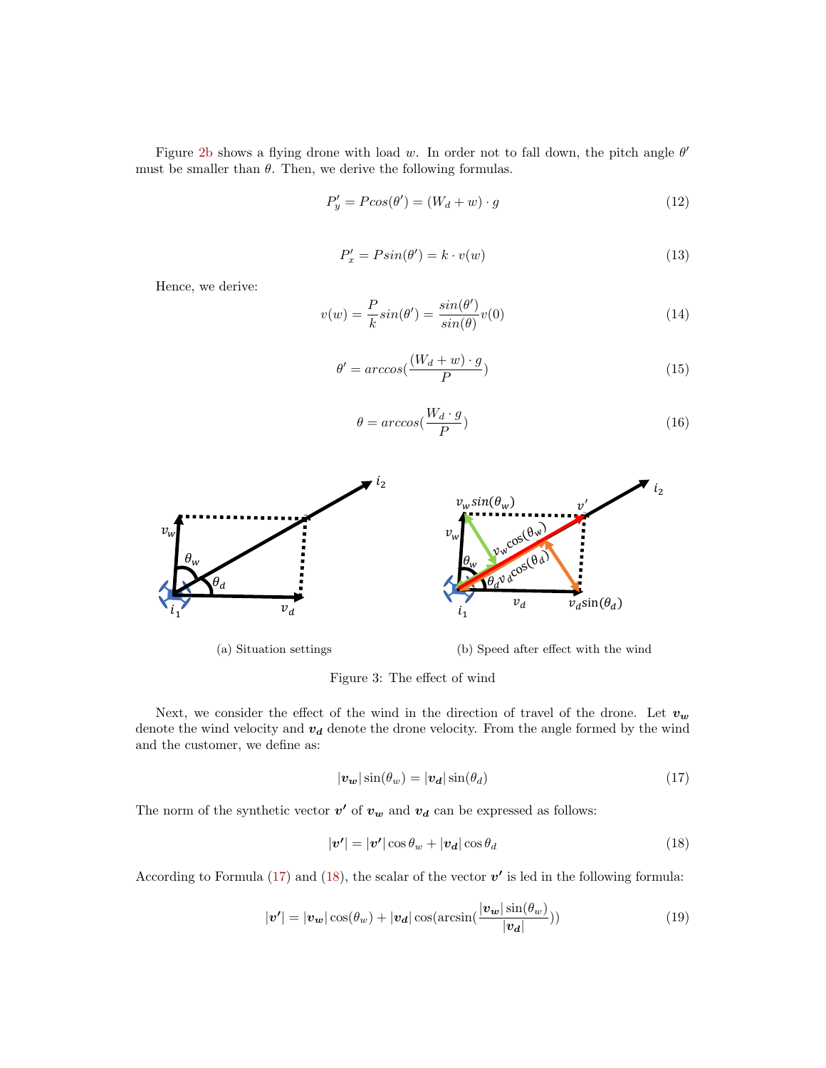Figure 2b shows a flying drone with load $w$. In order not to fall down, the pitch angle $\theta'$ must be smaller than $\theta$. Then, we derive the following formulas.

$$P_y' = Pcos(\theta') = (W_d + w) \cdot g \tag{12}$$

$$P_x' = Psin(\theta') = k \cdot v(w) \tag{13}$$

Hence, we derive:

$$v(w) = \frac{P}{k} sin(\theta') = \frac{sin(\theta')}{sin(\theta)} v(0) \tag{14}$$

$$\theta' = arccos(\frac{(W_d + w) \cdot g}{P}) \tag{15}$$

$$\theta = arccos(\frac{W_d \cdot g}{P}) \tag{16}$$

(a) Situation settings

(b) Speed after effect with the wind

Figure 3: The effect of wind

Next, we consider the effect of the wind in the direction of travel of the drone. Let $\boldsymbol{v_w}$ denote the wind velocity and $\boldsymbol{v_d}$ denote the drone velocity. From the angle formed by the wind and the customer, we define as:

$$|\boldsymbol{v_w}| \sin(\theta_w) = |\boldsymbol{v_d}| \sin(\theta_d) \tag{17}$$

The norm of the synthetic vector $\boldsymbol{v'}$ of $\boldsymbol{v_w}$ and $\boldsymbol{v_d}$ can be expressed as follows:

$$|\boldsymbol{v'}| = |\boldsymbol{v'}| \cos\theta_w + |\boldsymbol{v_d}| \cos\theta_d \tag{18}$$

According to Formula (17) and (18), the scalar of the vector $\boldsymbol{v'}$ is led in the following formula:

$$|\boldsymbol{v'}| = |\boldsymbol{v_w}| \cos(\theta_w) + |\boldsymbol{v_d}| \cos(\arcsin(\frac{|\boldsymbol{v_w}| \sin(\theta_w)}{|\boldsymbol{v_d}|})) \tag{19}$$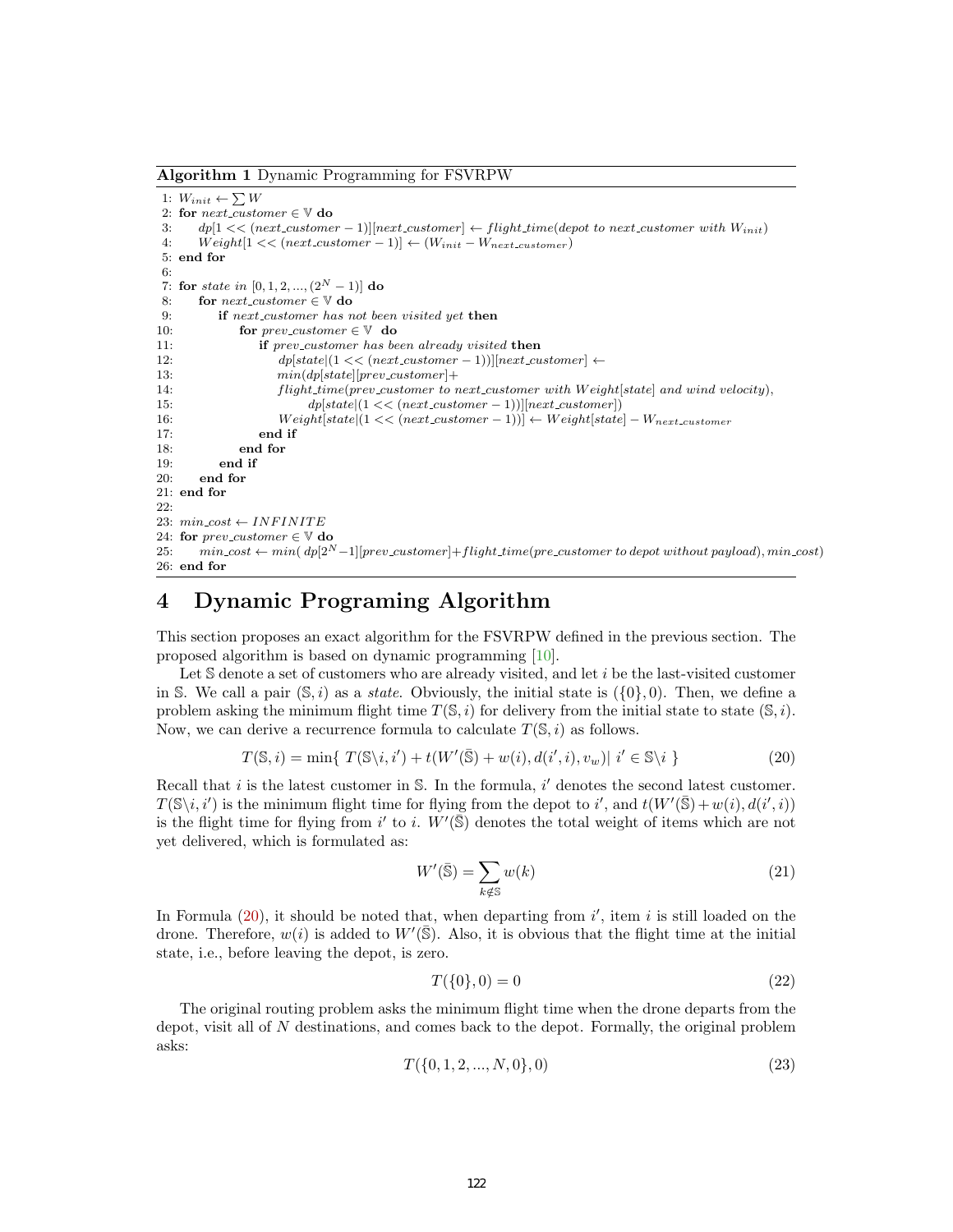**Algorithm 1** Dynamic Programming for FSVRPW

```
1: W_init ← ∑W
2: for next_customer ∈ 𝕍 do
3:     dp[1 << (next_customer − 1)][next_customer] ← flight_time(depot to next_customer with W_init)
4:     Weight[1 << (next_customer − 1)] ← (W_init − W_next_customer)
5: end for
6:
7: for state in [0, 1, 2, ..., (2^N − 1)] do
8:     for next_customer ∈ 𝕍 do
9:         if next_customer has not been visited yet then
10:            for prev_customer ∈ 𝕍 do
11:                if prev_customer has been already visited then
12:                    dp[state|(1 << (next_customer − 1))][next_customer] ←
13:                    min(dp[state][prev_customer]+
14:                    flight_time(prev_customer to next_customer with Weight[state] and wind velocity),
15:                        dp[state|(1 << (next_customer − 1))][next_customer])
16:                    Weight[state|(1 << (next_customer − 1))] ← Weight[state] − W_next_customer
17:                end if
18:            end for
19:        end if
20:    end for
21: end for
22:
23: min_cost ← INFINITE
24: for prev_customer ∈ 𝕍 do
25:     min_cost ← min( dp[2^N −1][prev_customer]+flight_time(pre_customer to depot without payload), min_cost)
26: end for
```

# 4 Dynamic Programing Algorithm

This section proposes an exact algorithm for the FSVRPW defined in the previous section. The proposed algorithm is based on dynamic programming [10].

Let $\mathbb{S}$ denote a set of customers who are already visited, and let $i$ be the last-visited customer in $\mathbb{S}$. We call a pair $(\mathbb{S}, i)$ as a *state*. Obviously, the initial state is $(\{0\}, 0)$. Then, we define a problem asking the minimum flight time $T(\mathbb{S}, i)$ for delivery from the initial state to state $(\mathbb{S}, i)$. Now, we can derive a recurrence formula to calculate $T(\mathbb{S}, i)$ as follows.

$$T(\mathbb{S}, i) = \min\{\ T(\mathbb{S}\backslash i, i') + t(W'(\bar{\mathbb{S}}) + w(i), d(i', i), v_w)|\ i' \in \mathbb{S}\backslash i\ \} \tag{20}$$

Recall that $i$ is the latest customer in $\mathbb{S}$. In the formula, $i'$ denotes the second latest customer. $T(\mathbb{S}\backslash i, i')$ is the minimum flight time for flying from the depot to $i'$, and $t(W'(\bar{\mathbb{S}})+w(i), d(i', i))$ is the flight time for flying from $i'$ to $i$. $W'(\bar{\mathbb{S}})$ denotes the total weight of items which are not yet delivered, which is formulated as:

$$W'(\bar{\mathbb{S}}) = \sum_{k \notin \mathbb{S}} w(k) \tag{21}$$

In Formula (20), it should be noted that, when departing from $i'$, item $i$ is still loaded on the drone. Therefore, $w(i)$ is added to $W'(\bar{\mathbb{S}})$. Also, it is obvious that the flight time at the initial state, i.e., before leaving the depot, is zero.

$$T(\{0\}, 0) = 0 \tag{22}$$

The original routing problem asks the minimum flight time when the drone departs from the depot, visit all of $N$ destinations, and comes back to the depot. Formally, the original problem asks:

$$T(\{0, 1, 2, ..., N, 0\}, 0) \tag{23}$$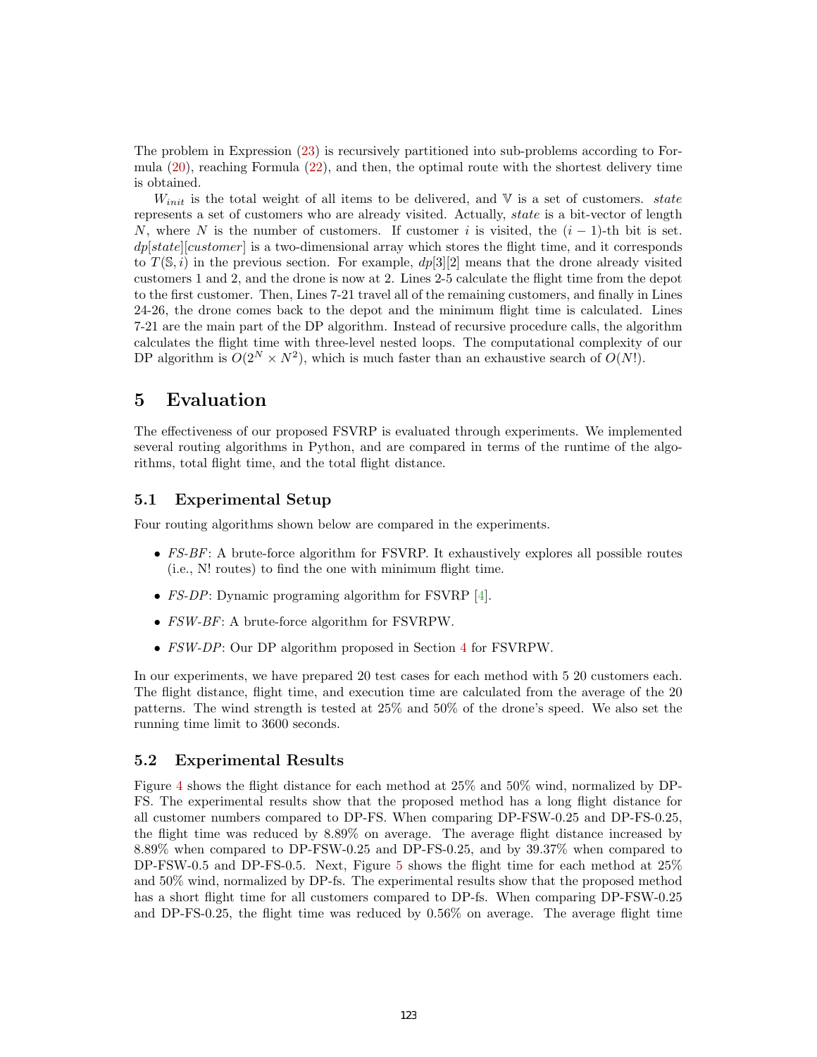The problem in Expression (23) is recursively partitioned into sub-problems according to Formula (20), reaching Formula (22), and then, the optimal route with the shortest delivery time is obtained.

$W_{init}$ is the total weight of all items to be delivered, and $\mathbb{V}$ is a set of customers. *state* represents a set of customers who are already visited. Actually, *state* is a bit-vector of length $N$, where $N$ is the number of customers. If customer $i$ is visited, the $(i-1)$-th bit is set. $dp[state][customer]$ is a two-dimensional array which stores the flight time, and it corresponds to $T(\mathbb{S}, i)$ in the previous section. For example, $dp[3][2]$ means that the drone already visited customers 1 and 2, and the drone is now at 2. Lines 2-5 calculate the flight time from the depot to the first customer. Then, Lines 7-21 travel all of the remaining customers, and finally in Lines 24-26, the drone comes back to the depot and the minimum flight time is calculated. Lines 7-21 are the main part of the DP algorithm. Instead of recursive procedure calls, the algorithm calculates the flight time with three-level nested loops. The computational complexity of our DP algorithm is $O(2^N \times N^2)$, which is much faster than an exhaustive search of $O(N!)$.

# 5 Evaluation

The effectiveness of our proposed FSVRP is evaluated through experiments. We implemented several routing algorithms in Python, and are compared in terms of the runtime of the algorithms, total flight time, and the total flight distance.

## 5.1 Experimental Setup

Four routing algorithms shown below are compared in the experiments.

- *FS-BF*: A brute-force algorithm for FSVRP. It exhaustively explores all possible routes (i.e., N! routes) to find the one with minimum flight time.
- *FS-DP*: Dynamic programing algorithm for FSVRP [4].
- *FSW-BF*: A brute-force algorithm for FSVRPW.
- *FSW-DP*: Our DP algorithm proposed in Section 4 for FSVRPW.

In our experiments, we have prepared 20 test cases for each method with 5 20 customers each. The flight distance, flight time, and execution time are calculated from the average of the 20 patterns. The wind strength is tested at 25% and 50% of the drone's speed. We also set the running time limit to 3600 seconds.

## 5.2 Experimental Results

Figure 4 shows the flight distance for each method at 25% and 50% wind, normalized by DP-FS. The experimental results show that the proposed method has a long flight distance for all customer numbers compared to DP-FS. When comparing DP-FSW-0.25 and DP-FS-0.25, the flight time was reduced by 8.89% on average. The average flight distance increased by 8.89% when compared to DP-FSW-0.25 and DP-FS-0.25, and by 39.37% when compared to DP-FSW-0.5 and DP-FS-0.5. Next, Figure 5 shows the flight time for each method at 25% and 50% wind, normalized by DP-fs. The experimental results show that the proposed method has a short flight time for all customers compared to DP-fs. When comparing DP-FSW-0.25 and DP-FS-0.25, the flight time was reduced by 0.56% on average. The average flight time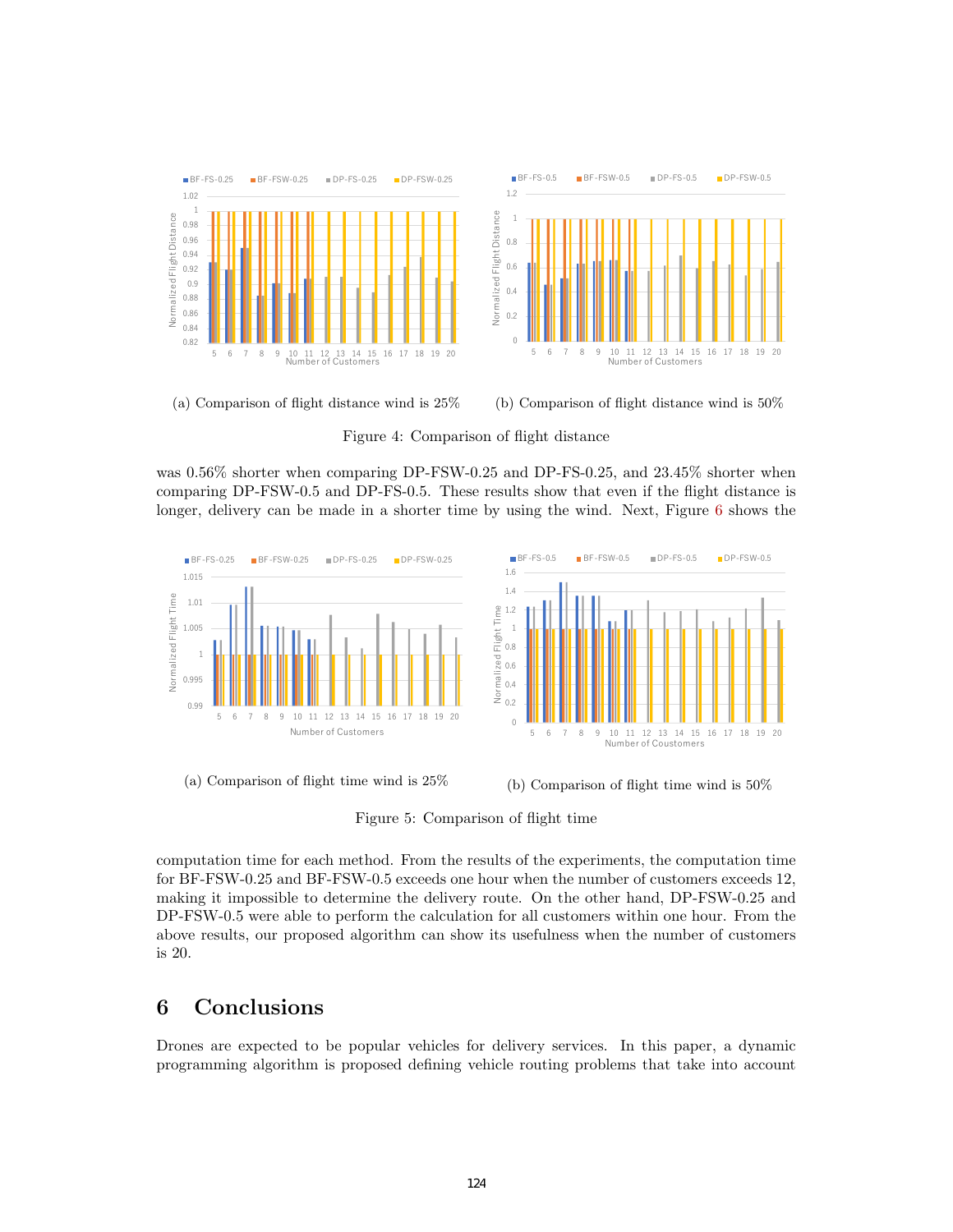(a) Comparison of flight distance wind is 25%

(b) Comparison of flight distance wind is 50%

Figure 4: Comparison of flight distance

was 0.56% shorter when comparing DP-FSW-0.25 and DP-FS-0.25, and 23.45% shorter when comparing DP-FSW-0.5 and DP-FS-0.5. These results show that even if the flight distance is longer, delivery can be made in a shorter time by using the wind. Next, Figure 6 shows the computation time for each method. From the results of the experiments, the computation time for BF-FSW-0.25 and BF-FSW-0.5 exceeds one hour when the number of customers exceeds 12, making it impossible to determine the delivery route. On the other hand, DP-FSW-0.25 and DP-FSW-0.5 were able to perform the calculation for all customers within one hour. From the above results, our proposed algorithm can show its usefulness when the number of customers is 20.

(a) Comparison of flight time wind is 25%

(b) Comparison of flight time wind is 50%

Figure 5: Comparison of flight time

## 6 Conclusions

Drones are expected to be popular vehicles for delivery services. In this paper, a dynamic programming algorithm is proposed defining vehicle routing problems that take into account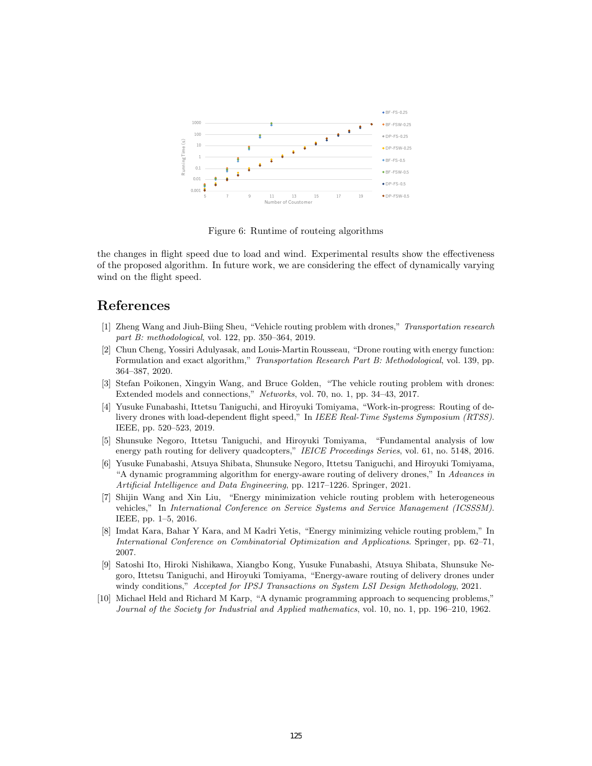1000
100
10
1
0.1
0.01
0.001

Running Time (s)

5 7 9 11 13 15 17 19

Number of Coustomer

BF-FS-0.25
BF-FSW-0.25
DP-FS-0.25
DP-FSW-0.25
BF-FS-0.5
BF-FSW-0.5
DP-FS-0.5
DP-FSW-0.5

Figure 6: Runtime of routeing algorithms

the changes in flight speed due to load and wind. Experimental results show the effectiveness of the proposed algorithm. In future work, we are considering the effect of dynamically varying wind on the flight speed.

# References

[1] Zheng Wang and Jiuh-Biing Sheu, "Vehicle routing problem with drones," *Transportation research part B: methodological*, vol. 122, pp. 350–364, 2019.

[2] Chun Cheng, Yossiri Adulyasak, and Louis-Martin Rousseau, "Drone routing with energy function: Formulation and exact algorithm," *Transportation Research Part B: Methodological*, vol. 139, pp. 364–387, 2020.

[3] Stefan Poikonen, Xingyin Wang, and Bruce Golden, "The vehicle routing problem with drones: Extended models and connections," *Networks*, vol. 70, no. 1, pp. 34–43, 2017.

[4] Yusuke Funabashi, Ittetsu Taniguchi, and Hiroyuki Tomiyama, "Work-in-progress: Routing of delivery drones with load-dependent flight speed," In *IEEE Real-Time Systems Symposium (RTSS)*. IEEE, pp. 520–523, 2019.

[5] Shunsuke Negoro, Ittetsu Taniguchi, and Hiroyuki Tomiyama, "Fundamental analysis of low energy path routing for delivery quadcopters," *IEICE Proceedings Series*, vol. 61, no. 5148, 2016.

[6] Yusuke Funabashi, Atsuya Shibata, Shunsuke Negoro, Ittetsu Taniguchi, and Hiroyuki Tomiyama, "A dynamic programming algorithm for energy-aware routing of delivery drones," In *Advances in Artificial Intelligence and Data Engineering*, pp. 1217–1226. Springer, 2021.

[7] Shijin Wang and Xin Liu, "Energy minimization vehicle routing problem with heterogeneous vehicles," In *International Conference on Service Systems and Service Management (ICSSSM)*. IEEE, pp. 1–5, 2016.

[8] Imdat Kara, Bahar Y Kara, and M Kadri Yetis, "Energy minimizing vehicle routing problem," In *International Conference on Combinatorial Optimization and Applications*. Springer, pp. 62–71, 2007.

[9] Satoshi Ito, Hiroki Nishikawa, Xiangbo Kong, Yusuke Funabashi, Atsuya Shibata, Shunsuke Negoro, Ittetsu Taniguchi, and Hiroyuki Tomiyama, "Energy-aware routing of delivery drones under windy conditions," *Accepted for IPSJ Transactions on System LSI Design Methodology*, 2021.

[10] Michael Held and Richard M Karp, "A dynamic programming approach to sequencing problems," *Journal of the Society for Industrial and Applied mathematics*, vol. 10, no. 1, pp. 196–210, 1962.